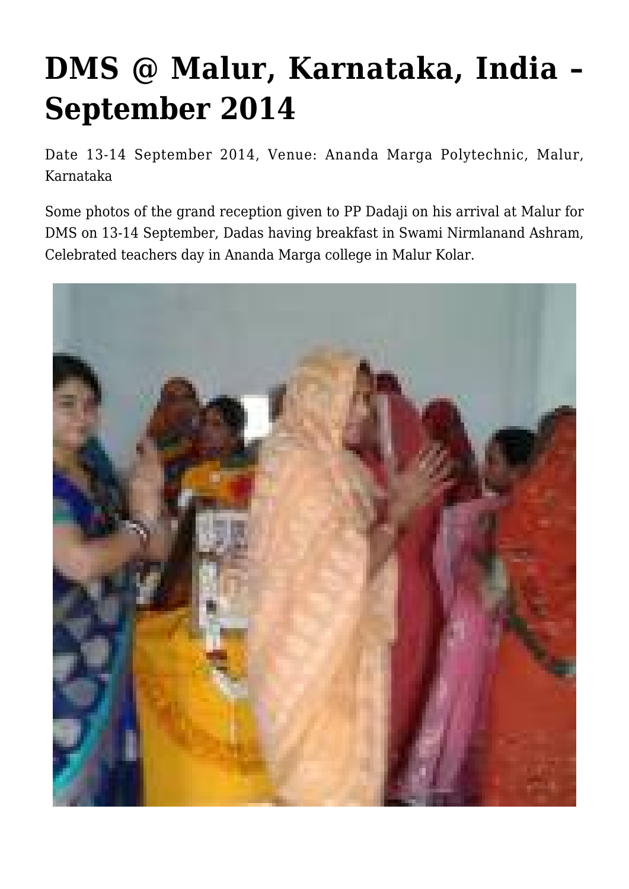# DMS @ Malur, Karnataka, India – September 2014

Date 13-14 September 2014, Venue: Ananda Marga Polytechnic, Malur, Karnataka

Some photos of the grand reception given to PP Dadaji on his arrival at Malur for DMS on 13-14 September, Dadas having breakfast in Swami Nirmlanand Ashram, Celebrated teachers day in Ananda Marga college in Malur Kolar.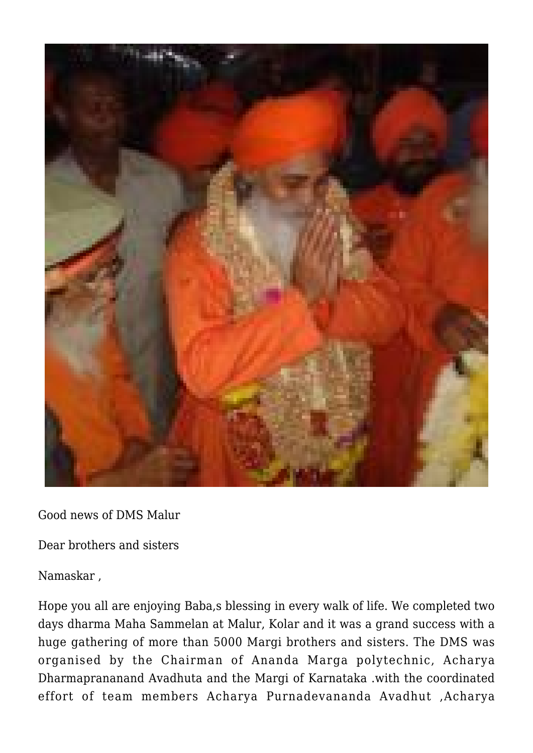Good news of DMS Malur

Dear brothers and sisters

Namaskar ,

Hope you all are enjoying Baba,s blessing in every walk of life. We completed two days dharma Maha Sammelan at Malur, Kolar and it was a grand success with a huge gathering of more than 5000 Margi brothers and sisters. The DMS was organised by the Chairman of Ananda Marga polytechnic, Acharya Dharmaprananand Avadhuta and the Margi of Karnataka .with the coordinated effort of team members Acharya Purnadevananda Avadhut ,Acharya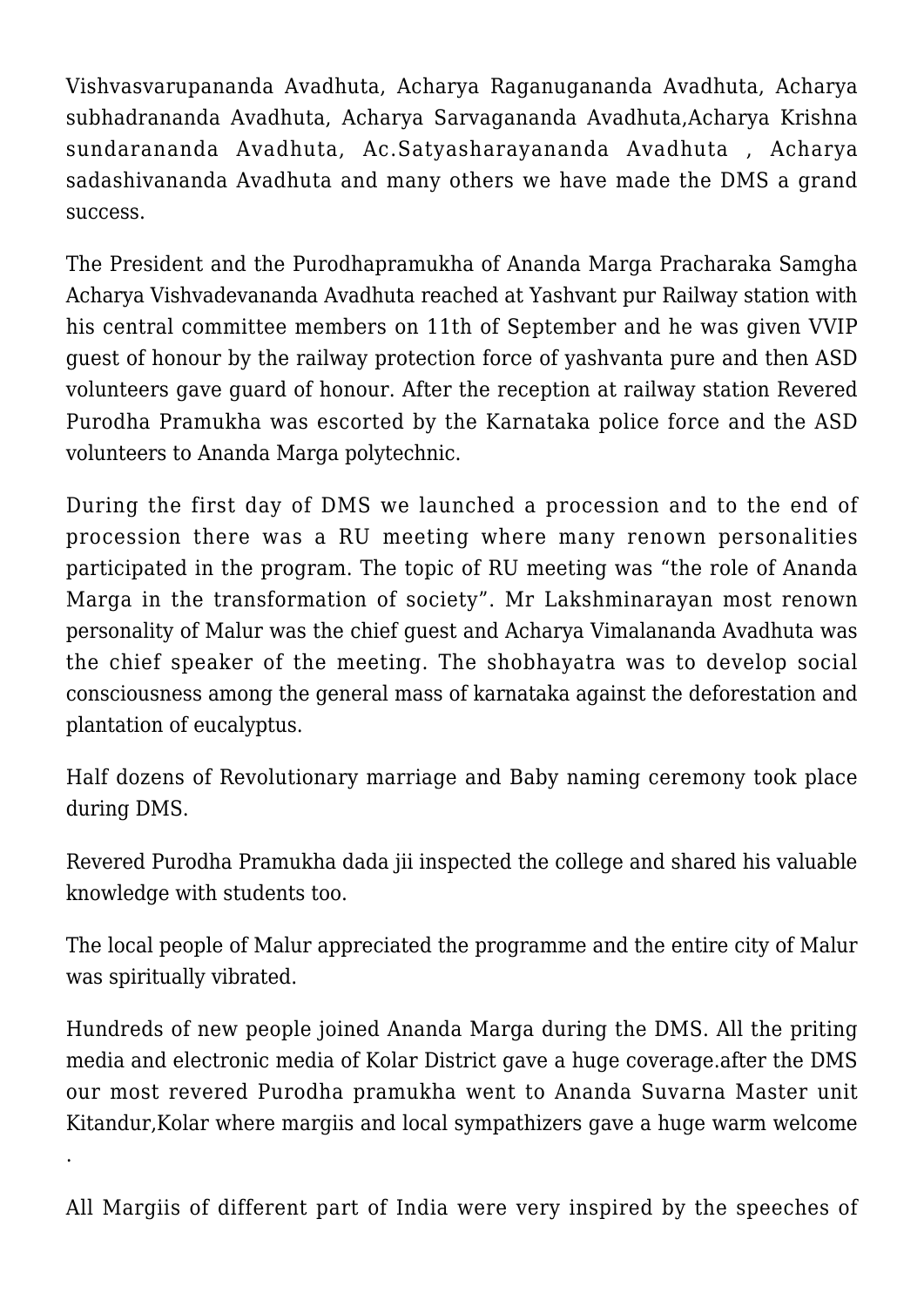Vishvasvarupananda Avadhuta, Acharya Raganugananda Avadhuta, Acharya subhadrananda Avadhuta, Acharya Sarvagananda Avadhuta,Acharya Krishna sundarananda Avadhuta, Ac.Satyasharayananda Avadhuta , Acharya sadashivananda Avadhuta and many others we have made the DMS a grand success.

The President and the Purodhapramukha of Ananda Marga Pracharaka Samgha Acharya Vishvadevananda Avadhuta reached at Yashvant pur Railway station with his central committee members on 11th of September and he was given VVIP guest of honour by the railway protection force of yashvanta pure and then ASD volunteers gave guard of honour. After the reception at railway station Revered Purodha Pramukha was escorted by the Karnataka police force and the ASD volunteers to Ananda Marga polytechnic.

During the first day of DMS we launched a procession and to the end of procession there was a RU meeting where many renown personalities participated in the program. The topic of RU meeting was "the role of Ananda Marga in the transformation of society". Mr Lakshminarayan most renown personality of Malur was the chief guest and Acharya Vimalananda Avadhuta was the chief speaker of the meeting. The shobhayatra was to develop social consciousness among the general mass of karnataka against the deforestation and plantation of eucalyptus.

Half dozens of Revolutionary marriage and Baby naming ceremony took place during DMS.

Revered Purodha Pramukha dada jii inspected the college and shared his valuable knowledge with students too.

The local people of Malur appreciated the programme and the entire city of Malur was spiritually vibrated.

Hundreds of new people joined Ananda Marga during the DMS. All the priting media and electronic media of Kolar District gave a huge coverage.after the DMS our most revered Purodha pramukha went to Ananda Suvarna Master unit Kitandur,Kolar where margiis and local sympathizers gave a huge warm welcome .

All Margiis of different part of India were very inspired by the speeches of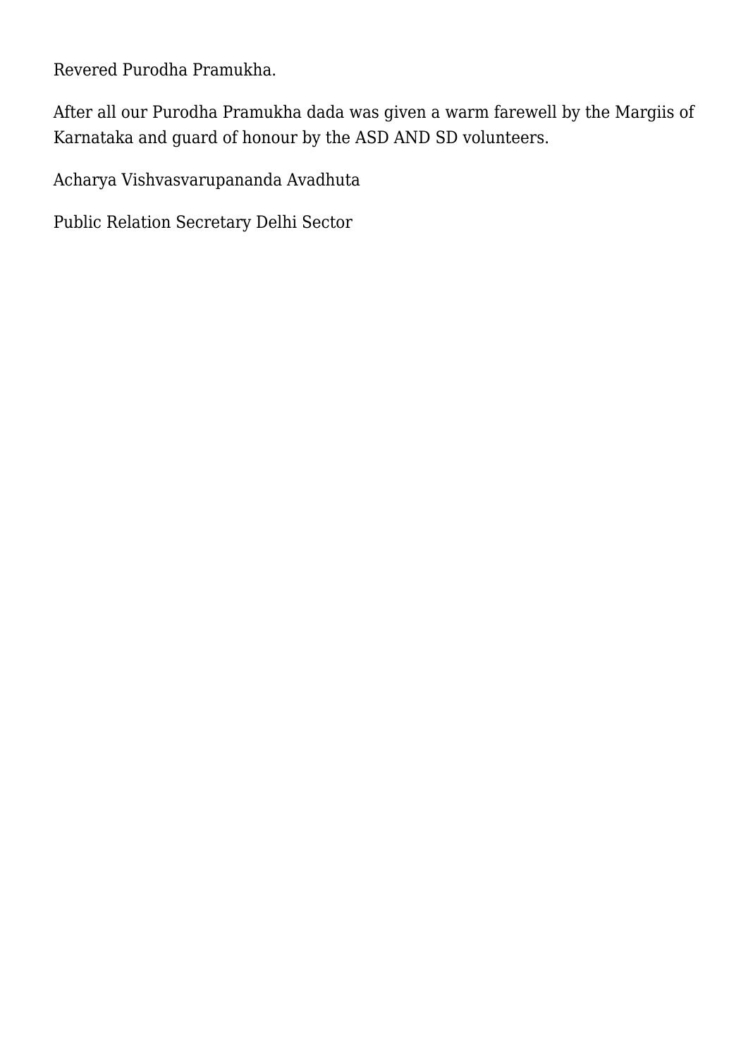Revered Purodha Pramukha.

After all our Purodha Pramukha dada was given a warm farewell by the Margiis of Karnataka and guard of honour by the ASD AND SD volunteers.

Acharya Vishvasvarupananda Avadhuta

Public Relation Secretary Delhi Sector